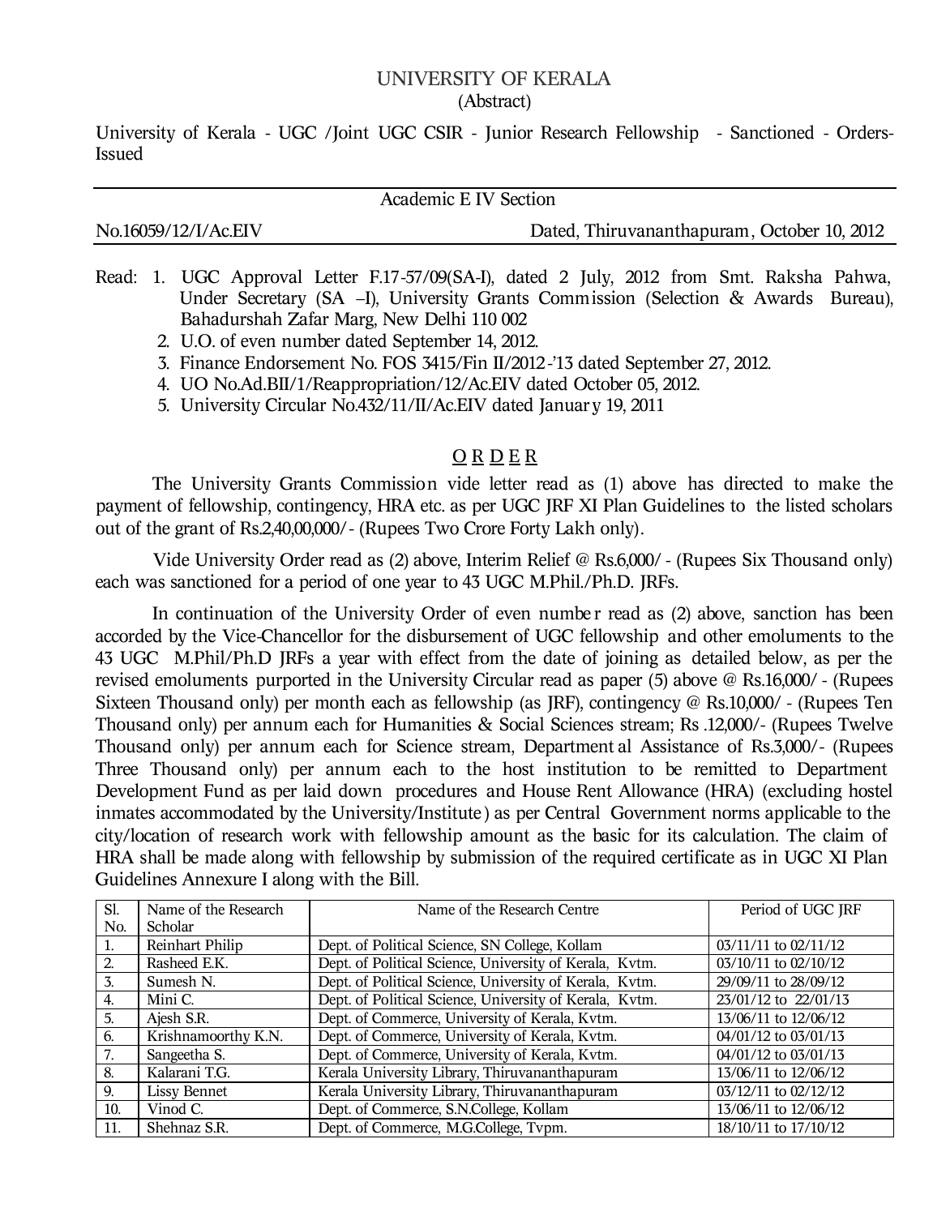# UNIVERSITY OF KERALA

(Abstract)

University of Kerala - UGC /Joint UGC CSIR - Junior Research Fellowship - Sanctioned - Orders-Issued

---

Academic E IV Section

No.16059/12/I/Ac.EIV Dated, Thiruvananthapuram, October 10, 2012

---

Read: 1. UGC Approval Letter F.17-57/09(SA-I), dated 2 July, 2012 from Smt. Raksha Pahwa, Under Secretary (SA –I), University Grants Commission (Selection & Awards Bureau), Bahadurshah Zafar Marg, New Delhi 110 002

2. U.O. of even number dated September 14, 2012.
3. Finance Endorsement No. FOS 3415/Fin II/2012-'13 dated September 27, 2012.
4. UO No.Ad.BII/1/Reappropriation/12/Ac.EIV dated October 05, 2012.
5. University Circular No.432/11/II/Ac.EIV dated January 19, 2011

## O R D E R

The University Grants Commission vide letter read as (1) above has directed to make the payment of fellowship, contingency, HRA etc. as per UGC JRF XI Plan Guidelines to the listed scholars out of the grant of Rs.2,40,00,000/- (Rupees Two Crore Forty Lakh only).

Vide University Order read as (2) above, Interim Relief @ Rs.6,000/- (Rupees Six Thousand only) each was sanctioned for a period of one year to 43 UGC M.Phil./Ph.D. JRFs.

In continuation of the University Order of even number read as (2) above, sanction has been accorded by the Vice-Chancellor for the disbursement of UGC fellowship and other emoluments to the 43 UGC M.Phil/Ph.D JRFs a year with effect from the date of joining as detailed below, as per the revised emoluments purported in the University Circular read as paper (5) above @ Rs.16,000/- (Rupees Sixteen Thousand only) per month each as fellowship (as JRF), contingency @ Rs.10,000/- (Rupees Ten Thousand only) per annum each for Humanities & Social Sciences stream; Rs .12,000/- (Rupees Twelve Thousand only) per annum each for Science stream, Departmental Assistance of Rs.3,000/- (Rupees Three Thousand only) per annum each to the host institution to be remitted to Department Development Fund as per laid down procedures and House Rent Allowance (HRA) (excluding hostel inmates accommodated by the University/Institute) as per Central Government norms applicable to the city/location of research work with fellowship amount as the basic for its calculation. The claim of HRA shall be made along with fellowship by submission of the required certificate as in UGC XI Plan Guidelines Annexure I along with the Bill.

| Sl. No. | Name of the Research Scholar | Name of the Research Centre | Period of UGC JRF |
|---|---|---|---|
| 1. | Reinhart Philip | Dept. of Political Science, SN College, Kollam | 03/11/11 to 02/11/12 |
| 2. | Rasheed E.K. | Dept. of Political Science, University of Kerala, Kvtm. | 03/10/11 to 02/10/12 |
| 3. | Sumesh N. | Dept. of Political Science, University of Kerala, Kvtm. | 29/09/11 to 28/09/12 |
| 4. | Mini C. | Dept. of Political Science, University of Kerala, Kvtm. | 23/01/12 to 22/01/13 |
| 5. | Ajesh S.R. | Dept. of Commerce, University of Kerala, Kvtm. | 13/06/11 to 12/06/12 |
| 6. | Krishnamoorthy K.N. | Dept. of Commerce, University of Kerala, Kvtm. | 04/01/12 to 03/01/13 |
| 7. | Sangeetha S. | Dept. of Commerce, University of Kerala, Kvtm. | 04/01/12 to 03/01/13 |
| 8. | Kalarani T.G. | Kerala University Library, Thiruvananthapuram | 13/06/11 to 12/06/12 |
| 9. | Lissy Bennet | Kerala University Library, Thiruvananthapuram | 03/12/11 to 02/12/12 |
| 10. | Vinod C. | Dept. of Commerce, S.N.College, Kollam | 13/06/11 to 12/06/12 |
| 11. | Shehnaz S.R. | Dept. of Commerce, M.G.College, Tvpm. | 18/10/11 to 17/10/12 |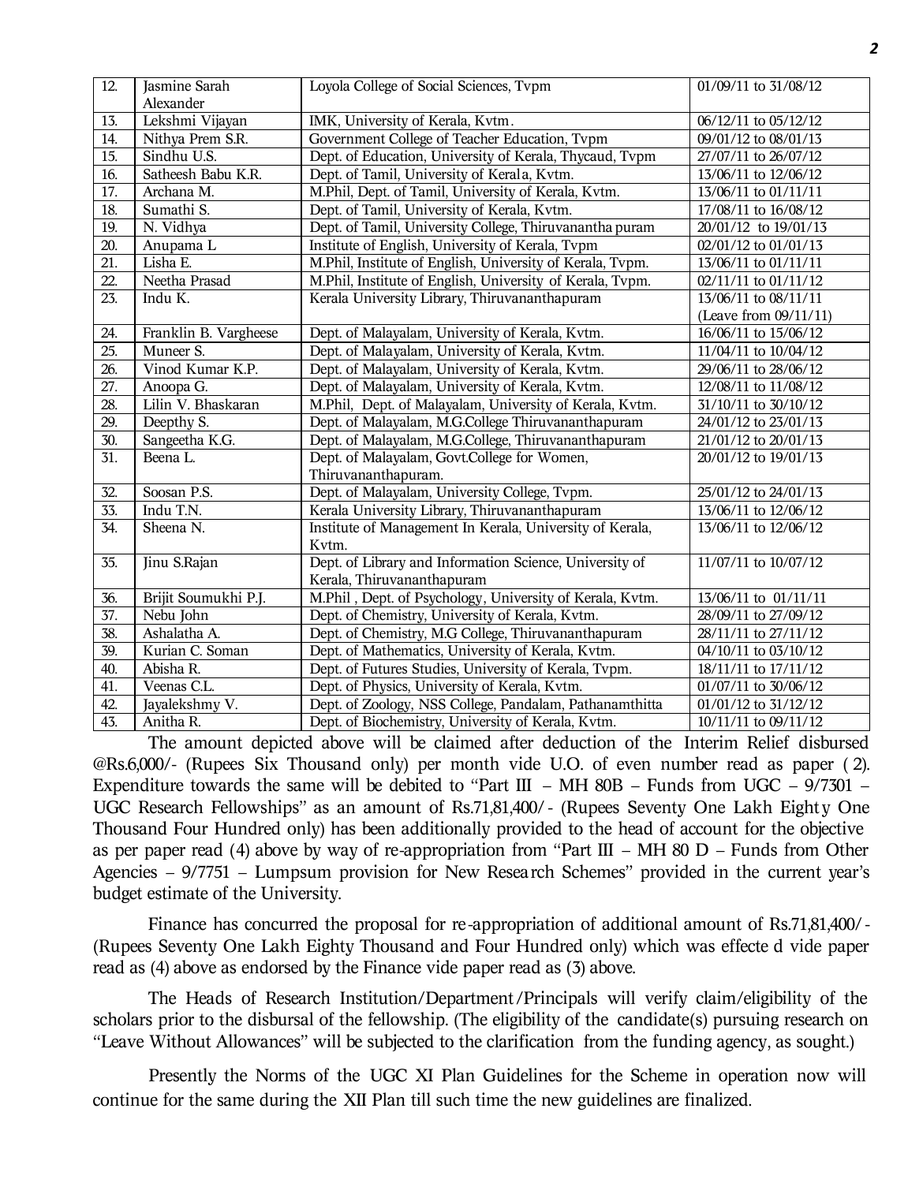| 12. | Jasmine Sarah Alexander | Loyola College of Social Sciences, Tvpm | 01/09/11 to 31/08/12 |
|---|---|---|---|
| 13. | Lekshmi Vijayan | IMK, University of Kerala, Kvtm. | 06/12/11 to 05/12/12 |
| 14. | Nithya Prem S.R. | Government College of Teacher Education, Tvpm | 09/01/12 to 08/01/13 |
| 15. | Sindhu U.S. | Dept. of Education, University of Kerala, Thycaud, Tvpm | 27/07/11 to 26/07/12 |
| 16. | Satheesh Babu K.R. | Dept. of Tamil, University of Kerala, Kvtm. | 13/06/11 to 12/06/12 |
| 17. | Archana M. | M.Phil, Dept. of Tamil, University of Kerala, Kvtm. | 13/06/11 to 01/11/11 |
| 18. | Sumathi S. | Dept. of Tamil, University of Kerala, Kvtm. | 17/08/11 to 16/08/12 |
| 19. | N. Vidhya | Dept. of Tamil, University College, Thiruvanantha puram | 20/01/12 to 19/01/13 |
| 20. | Anupama L | Institute of English, University of Kerala, Tvpm | 02/01/12 to 01/01/13 |
| 21. | Lisha E. | M.Phil, Institute of English, University of Kerala, Tvpm. | 13/06/11 to 01/11/11 |
| 22. | Neetha Prasad | M.Phil, Institute of English, University of Kerala, Tvpm. | 02/11/11 to 01/11/12 |
| 23. | Indu K. | Kerala University Library, Thiruvananthapuram | 13/06/11 to 08/11/11 (Leave from 09/11/11) |
| 24. | Franklin B. Vargheese | Dept. of Malayalam, University of Kerala, Kvtm. | 16/06/11 to 15/06/12 |
| 25. | Muneer S. | Dept. of Malayalam, University of Kerala, Kvtm. | 11/04/11 to 10/04/12 |
| 26. | Vinod Kumar K.P. | Dept. of Malayalam, University of Kerala, Kvtm. | 29/06/11 to 28/06/12 |
| 27. | Anoopa G. | Dept. of Malayalam, University of Kerala, Kvtm. | 12/08/11 to 11/08/12 |
| 28. | Lilin V. Bhaskaran | M.Phil, Dept. of Malayalam, University of Kerala, Kvtm. | 31/10/11 to 30/10/12 |
| 29. | Deepthy S. | Dept. of Malayalam, M.G.College Thiruvananthapuram | 24/01/12 to 23/01/13 |
| 30. | Sangeetha K.G. | Dept. of Malayalam, M.G.College, Thiruvananthapuram | 21/01/12 to 20/01/13 |
| 31. | Beena L. | Dept. of Malayalam, Govt.College for Women, Thiruvananthapuram. | 20/01/12 to 19/01/13 |
| 32. | Soosan P.S. | Dept. of Malayalam, University College, Tvpm. | 25/01/12 to 24/01/13 |
| 33. | Indu T.N. | Kerala University Library, Thiruvananthapuram | 13/06/11 to 12/06/12 |
| 34. | Sheena N. | Institute of Management In Kerala, University of Kerala, Kvtm. | 13/06/11 to 12/06/12 |
| 35. | Jinu S.Rajan | Dept. of Library and Information Science, University of Kerala, Thiruvananthapuram | 11/07/11 to 10/07/12 |
| 36. | Brijit Soumukhi P.J. | M.Phil , Dept. of Psychology, University of Kerala, Kvtm. | 13/06/11 to 01/11/11 |
| 37. | Nebu John | Dept. of Chemistry, University of Kerala, Kvtm. | 28/09/11 to 27/09/12 |
| 38. | Ashalatha A. | Dept. of Chemistry, M.G College, Thiruvananthapuram | 28/11/11 to 27/11/12 |
| 39. | Kurian C. Soman | Dept. of Mathematics, University of Kerala, Kvtm. | 04/10/11 to 03/10/12 |
| 40. | Abisha R. | Dept. of Futures Studies, University of Kerala, Tvpm. | 18/11/11 to 17/11/12 |
| 41. | Veenas C.L. | Dept. of Physics, University of Kerala, Kvtm. | 01/07/11 to 30/06/12 |
| 42. | Jayalekshmy V. | Dept. of Zoology, NSS College, Pandalam, Pathanamthitta | 01/01/12 to 31/12/12 |
| 43. | Anitha R. | Dept. of Biochemistry, University of Kerala, Kvtm. | 10/11/11 to 09/11/12 |

The amount depicted above will be claimed after deduction of the Interim Relief disbursed @Rs.6,000/- (Rupees Six Thousand only) per month vide U.O. of even number read as paper (2). Expenditure towards the same will be debited to "Part III – MH 80B – Funds from UGC – 9/7301 – UGC Research Fellowships" as an amount of Rs.71,81,400/- (Rupees Seventy One Lakh Eighty One Thousand Four Hundred only) has been additionally provided to the head of account for the objective as per paper read (4) above by way of re-appropriation from "Part III – MH 80 D – Funds from Other Agencies – 9/7751 – Lumpsum provision for New Research Schemes" provided in the current year's budget estimate of the University.

Finance has concurred the proposal for re-appropriation of additional amount of Rs.71,81,400/- (Rupees Seventy One Lakh Eighty Thousand and Four Hundred only) which was effected vide paper read as (4) above as endorsed by the Finance vide paper read as (3) above.

The Heads of Research Institution/Department/Principals will verify claim/eligibility of the scholars prior to the disbursal of the fellowship. (The eligibility of the candidate(s) pursuing research on "Leave Without Allowances" will be subjected to the clarification from the funding agency, as sought.)

Presently the Norms of the UGC XI Plan Guidelines for the Scheme in operation now will continue for the same during the XII Plan till such time the new guidelines are finalized.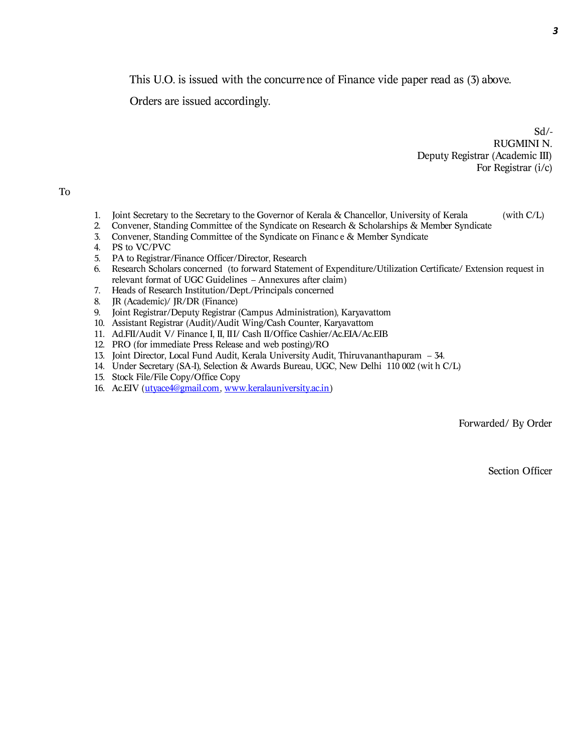This U.O. is issued with the concurrence of Finance vide paper read as (3) above.

Orders are issued accordingly.

Sd/-
RUGMINI N.
Deputy Registrar (Academic III)
For Registrar (i/c)

To

1. Joint Secretary to the Secretary to the Governor of Kerala & Chancellor, University of Kerala (with C/L)
2. Convener, Standing Committee of the Syndicate on Research & Scholarships & Member Syndicate
3. Convener, Standing Committee of the Syndicate on Finance & Member Syndicate
4. PS to VC/PVC
5. PA to Registrar/Finance Officer/Director, Research
6. Research Scholars concerned (to forward Statement of Expenditure/Utilization Certificate/ Extension request in relevant format of UGC Guidelines – Annexures after claim)
7. Heads of Research Institution/Dept./Principals concerned
8. JR (Academic)/ JR/DR (Finance)
9. Joint Registrar/Deputy Registrar (Campus Administration), Karyavattom
10. Assistant Registrar (Audit)/Audit Wing/Cash Counter, Karyavattom
11. Ad.FII/Audit V/ Finance I, II, III/ Cash II/Office Cashier/Ac.EIA/Ac.EIB
12. PRO (for immediate Press Release and web posting)/RO
13. Joint Director, Local Fund Audit, Kerala University Audit, Thiruvananthapuram – 34.
14. Under Secretary (SA-I), Selection & Awards Bureau, UGC, New Delhi 110 002 (with C/L)
15. Stock File/File Copy/Office Copy
16. Ac.EIV (utyace4@gmail.com, www.keralauniversity.ac.in)

Forwarded/ By Order

Section Officer